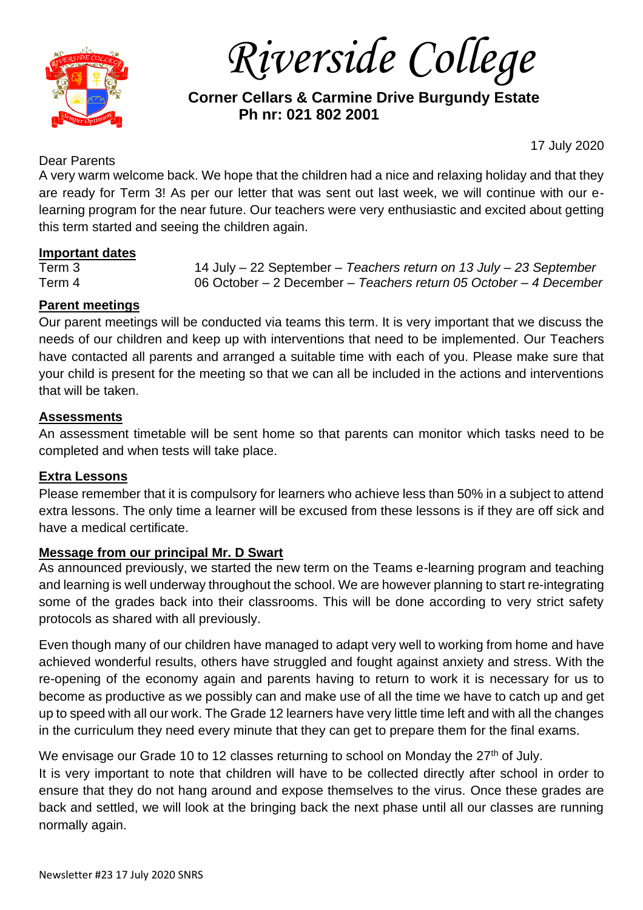# Riverside College

**Corner Cellars & Carmine Drive Burgundy Estate**
**Ph nr: 021 802 2001**

17 July 2020

Dear Parents

A very warm welcome back. We hope that the children had a nice and relaxing holiday and that they are ready for Term 3! As per our letter that was sent out last week, we will continue with our e-learning program for the near future. Our teachers were very enthusiastic and excited about getting this term started and seeing the children again.

**Important dates**

| | |
|---|---|
| Term 3 | 14 July – 22 September – *Teachers return on 13 July – 23 September* |
| Term 4 | 06 October – 2 December – *Teachers return 05 October – 4 December* |

**Parent meetings**

Our parent meetings will be conducted via teams this term. It is very important that we discuss the needs of our children and keep up with interventions that need to be implemented. Our Teachers have contacted all parents and arranged a suitable time with each of you. Please make sure that your child is present for the meeting so that we can all be included in the actions and interventions that will be taken.

**Assessments**

An assessment timetable will be sent home so that parents can monitor which tasks need to be completed and when tests will take place.

**Extra Lessons**

Please remember that it is compulsory for learners who achieve less than 50% in a subject to attend extra lessons. The only time a learner will be excused from these lessons is if they are off sick and have a medical certificate.

**Message from our principal Mr. D Swart**

As announced previously, we started the new term on the Teams e-learning program and teaching and learning is well underway throughout the school. We are however planning to start re-integrating some of the grades back into their classrooms. This will be done according to very strict safety protocols as shared with all previously.

Even though many of our children have managed to adapt very well to working from home and have achieved wonderful results, others have struggled and fought against anxiety and stress. With the re-opening of the economy again and parents having to return to work it is necessary for us to become as productive as we possibly can and make use of all the time we have to catch up and get up to speed with all our work. The Grade 12 learners have very little time left and with all the changes in the curriculum they need every minute that they can get to prepare them for the final exams.

We envisage our Grade 10 to 12 classes returning to school on Monday the 27th of July.

It is very important to note that children will have to be collected directly after school in order to ensure that they do not hang around and expose themselves to the virus. Once these grades are back and settled, we will look at the bringing back the next phase until all our classes are running normally again.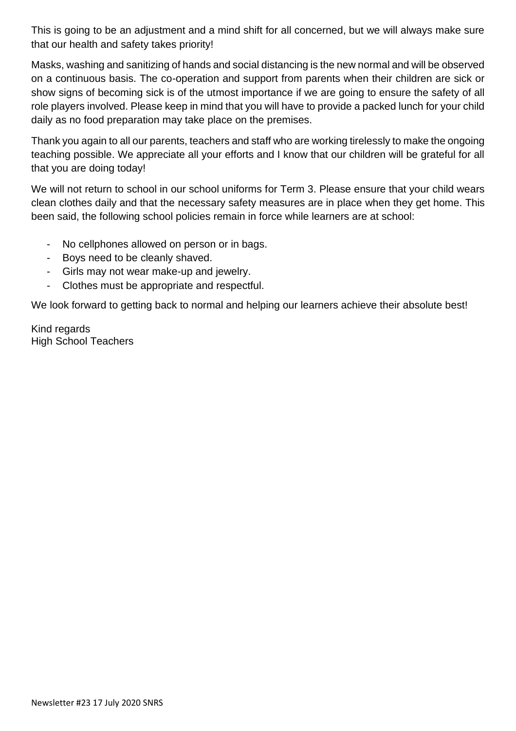This is going to be an adjustment and a mind shift for all concerned, but we will always make sure that our health and safety takes priority!

Masks, washing and sanitizing of hands and social distancing is the new normal and will be observed on a continuous basis. The co-operation and support from parents when their children are sick or show signs of becoming sick is of the utmost importance if we are going to ensure the safety of all role players involved. Please keep in mind that you will have to provide a packed lunch for your child daily as no food preparation may take place on the premises.

Thank you again to all our parents, teachers and staff who are working tirelessly to make the ongoing teaching possible. We appreciate all your efforts and I know that our children will be grateful for all that you are doing today!

We will not return to school in our school uniforms for Term 3. Please ensure that your child wears clean clothes daily and that the necessary safety measures are in place when they get home. This been said, the following school policies remain in force while learners are at school:

- No cellphones allowed on person or in bags.
- Boys need to be cleanly shaved.
- Girls may not wear make-up and jewelry.
- Clothes must be appropriate and respectful.

We look forward to getting back to normal and helping our learners achieve their absolute best!

Kind regards
High School Teachers